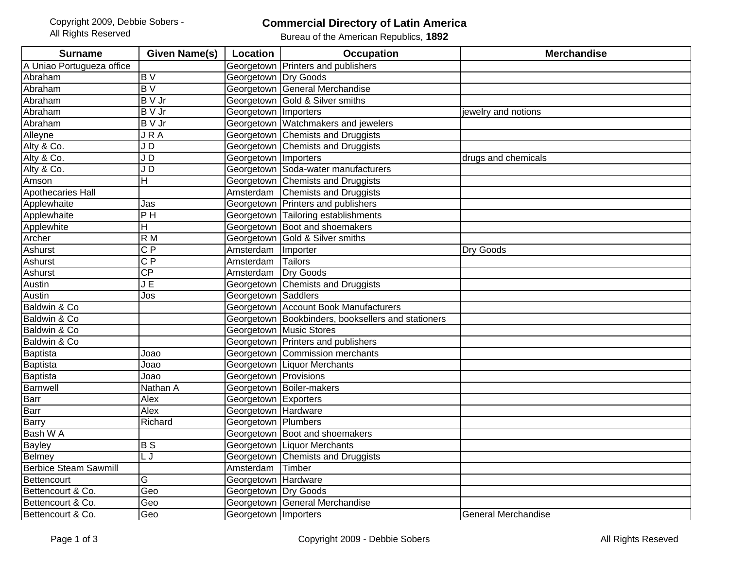Copyright 2009, Debbie Sobers - All Rights Reserved

# Commercial Directory of Latin America

Bureau of the American Republics, **1892**

| Surname | Given Name(s) | Location | Occupation | Merchandise |
|---|---|---|---|---|
| A Uniao Portugueza office | | Georgetown | Printers and publishers | |
| Abraham | B V | Georgetown | Dry Goods | |
| Abraham | B V | Georgetown | General Merchandise | |
| Abraham | B V Jr | Georgetown | Gold & Silver smiths | |
| Abraham | B V Jr | Georgetown | Importers | jewelry and notions |
| Abraham | B V Jr | Georgetown | Watchmakers and jewelers | |
| Alleyne | J R A | Georgetown | Chemists and Druggists | |
| Alty & Co. | J D | Georgetown | Chemists and Druggists | |
| Alty & Co. | J D | Georgetown | Importers | drugs and chemicals |
| Alty & Co. | J D | Georgetown | Soda-water manufacturers | |
| Amson | H | Georgetown | Chemists and Druggists | |
| Apothecaries Hall | | Amsterdam | Chemists and Druggists | |
| Applewhaite | Jas | Georgetown | Printers and publishers | |
| Applewhaite | P H | Georgetown | Tailoring establishments | |
| Applewhite | H | Georgetown | Boot and shoemakers | |
| Archer | R M | Georgetown | Gold & Silver smiths | |
| Ashurst | C P | Amsterdam | Importer | Dry Goods |
| Ashurst | C P | Amsterdam | Tailors | |
| Ashurst | CP | Amsterdam | Dry Goods | |
| Austin | J E | Georgetown | Chemists and Druggists | |
| Austin | Jos | Georgetown | Saddlers | |
| Baldwin & Co | | Georgetown | Account Book Manufacturers | |
| Baldwin & Co | | Georgetown | Bookbinders, booksellers and stationers | |
| Baldwin & Co | | Georgetown | Music Stores | |
| Baldwin & Co | | Georgetown | Printers and publishers | |
| Baptista | Joao | Georgetown | Commission merchants | |
| Baptista | Joao | Georgetown | Liquor Merchants | |
| Baptista | Joao | Georgetown | Provisions | |
| Barnwell | Nathan A | Georgetown | Boiler-makers | |
| Barr | Alex | Georgetown | Exporters | |
| Barr | Alex | Georgetown | Hardware | |
| Barry | Richard | Georgetown | Plumbers | |
| Bash W A | | Georgetown | Boot and shoemakers | |
| Bayley | B S | Georgetown | Liquor Merchants | |
| Belmey | L J | Georgetown | Chemists and Druggists | |
| Berbice Steam Sawmill | | Amsterdam | Timber | |
| Bettencourt | G | Georgetown | Hardware | |
| Bettencourt & Co. | Geo | Georgetown | Dry Goods | |
| Bettencourt & Co. | Geo | Georgetown | General Merchandise | |
| Bettencourt & Co. | Geo | Georgetown | Importers | General Merchandise |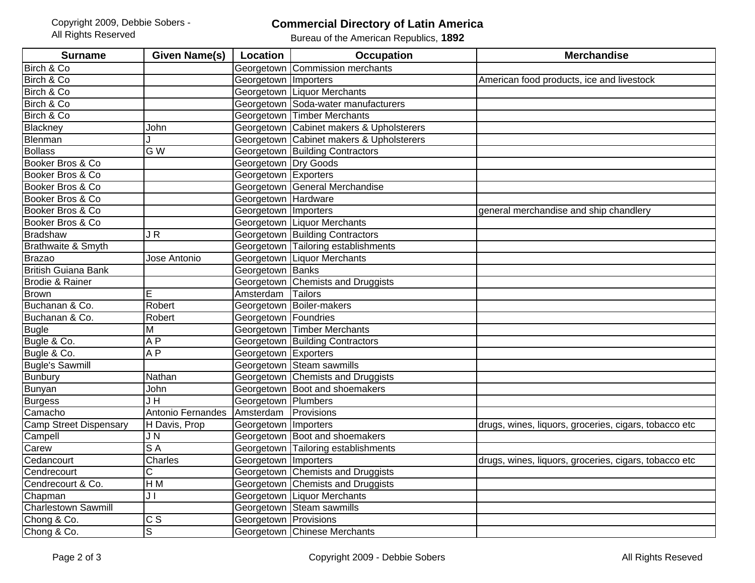Copyright 2009, Debbie Sobers - All Rights Reserved

## Commercial Directory of Latin America

Bureau of the American Republics, **1892**

| Surname | Given Name(s) | Location | Occupation | Merchandise |
|---|---|---|---|---|
| Birch & Co | | Georgetown | Commission merchants | |
| Birch & Co | | Georgetown | Importers | American food products, ice and livestock |
| Birch & Co | | Georgetown | Liquor Merchants | |
| Birch & Co | | Georgetown | Soda-water manufacturers | |
| Birch & Co | | Georgetown | Timber Merchants | |
| Blackney | John | Georgetown | Cabinet makers & Upholsterers | |
| Blenman | J | Georgetown | Cabinet makers & Upholsterers | |
| Bollass | G W | Georgetown | Building Contractors | |
| Booker Bros & Co | | Georgetown | Dry Goods | |
| Booker Bros & Co | | Georgetown | Exporters | |
| Booker Bros & Co | | Georgetown | General Merchandise | |
| Booker Bros & Co | | Georgetown | Hardware | |
| Booker Bros & Co | | Georgetown | Importers | general merchandise and ship chandlery |
| Booker Bros & Co | | Georgetown | Liquor Merchants | |
| Bradshaw | J R | Georgetown | Building Contractors | |
| Brathwaite & Smyth | | Georgetown | Tailoring establishments | |
| Brazao | Jose Antonio | Georgetown | Liquor Merchants | |
| British Guiana Bank | | Georgetown | Banks | |
| Brodie & Rainer | | Georgetown | Chemists and Druggists | |
| Brown | E | Amsterdam | Tailors | |
| Buchanan & Co. | Robert | Georgetown | Boiler-makers | |
| Buchanan & Co. | Robert | Georgetown | Foundries | |
| Bugle | M | Georgetown | Timber Merchants | |
| Bugle & Co. | A P | Georgetown | Building Contractors | |
| Bugle & Co. | A P | Georgetown | Exporters | |
| Bugle's Sawmill | | Georgetown | Steam sawmills | |
| Bunbury | Nathan | Georgetown | Chemists and Druggists | |
| Bunyan | John | Georgetown | Boot and shoemakers | |
| Burgess | J H | Georgetown | Plumbers | |
| Camacho | Antonio Fernandes | Amsterdam | Provisions | |
| Camp Street Dispensary | H Davis, Prop | Georgetown | Importers | drugs, wines, liquors, groceries, cigars, tobacco etc |
| Campell | J N | Georgetown | Boot and shoemakers | |
| Carew | S A | Georgetown | Tailoring establishments | |
| Cedancourt | Charles | Georgetown | Importers | drugs, wines, liquors, groceries, cigars, tobacco etc |
| Cendrecourt | C | Georgetown | Chemists and Druggists | |
| Cendrecourt & Co. | H M | Georgetown | Chemists and Druggists | |
| Chapman | J I | Georgetown | Liquor Merchants | |
| Charlestown Sawmill | | Georgetown | Steam sawmills | |
| Chong & Co. | C S | Georgetown | Provisions | |
| Chong & Co. | S | Georgetown | Chinese Merchants | |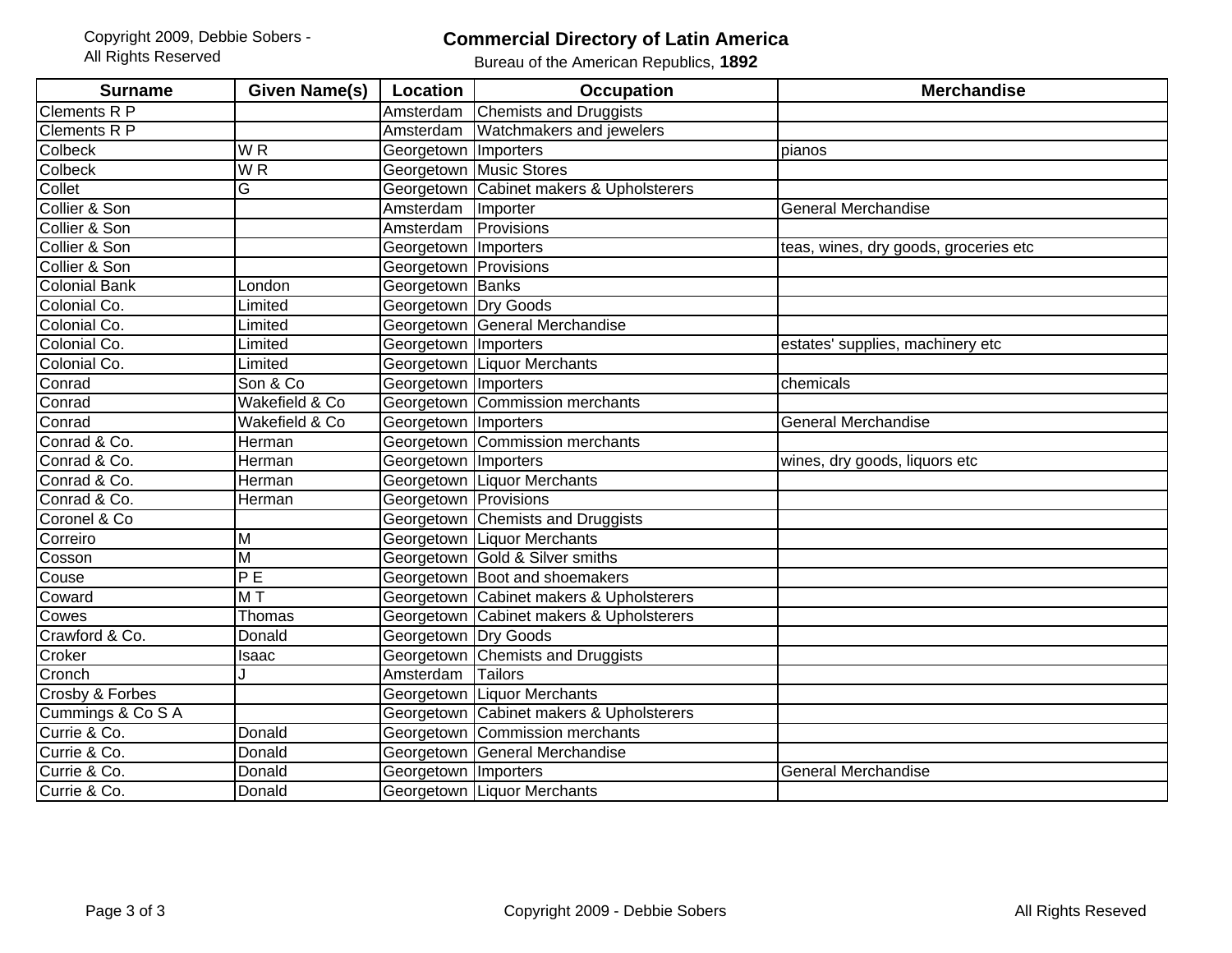Copyright 2009, Debbie Sobers - All Rights Reserved

# Commercial Directory of Latin America

Bureau of the American Republics, **1892**

| Surname | Given Name(s) | Location | Occupation | Merchandise |
|---|---|---|---|---|
| Clements R P | | Amsterdam | Chemists and Druggists | |
| Clements R P | | Amsterdam | Watchmakers and jewelers | |
| Colbeck | W R | Georgetown | Importers | pianos |
| Colbeck | W R | Georgetown | Music Stores | |
| Collet | G | Georgetown | Cabinet makers & Upholsterers | |
| Collier & Son | | Amsterdam | Importer | General Merchandise |
| Collier & Son | | Amsterdam | Provisions | |
| Collier & Son | | Georgetown | Importers | teas, wines, dry goods, groceries etc |
| Collier & Son | | Georgetown | Provisions | |
| Colonial Bank | London | Georgetown | Banks | |
| Colonial Co. | Limited | Georgetown | Dry Goods | |
| Colonial Co. | Limited | Georgetown | General Merchandise | |
| Colonial Co. | Limited | Georgetown | Importers | estates' supplies, machinery etc |
| Colonial Co. | Limited | Georgetown | Liquor Merchants | |
| Conrad | Son & Co | Georgetown | Importers | chemicals |
| Conrad | Wakefield & Co | Georgetown | Commission merchants | |
| Conrad | Wakefield & Co | Georgetown | Importers | General Merchandise |
| Conrad & Co. | Herman | Georgetown | Commission merchants | |
| Conrad & Co. | Herman | Georgetown | Importers | wines, dry goods, liquors etc |
| Conrad & Co. | Herman | Georgetown | Liquor Merchants | |
| Conrad & Co. | Herman | Georgetown | Provisions | |
| Coronel & Co | | Georgetown | Chemists and Druggists | |
| Correiro | M | Georgetown | Liquor Merchants | |
| Cosson | M | Georgetown | Gold & Silver smiths | |
| Couse | P E | Georgetown | Boot and shoemakers | |
| Coward | M T | Georgetown | Cabinet makers & Upholsterers | |
| Cowes | Thomas | Georgetown | Cabinet makers & Upholsterers | |
| Crawford & Co. | Donald | Georgetown | Dry Goods | |
| Croker | Isaac | Georgetown | Chemists and Druggists | |
| Cronch | J | Amsterdam | Tailors | |
| Crosby & Forbes | | Georgetown | Liquor Merchants | |
| Cummings & Co S A | | Georgetown | Cabinet makers & Upholsterers | |
| Currie & Co. | Donald | Georgetown | Commission merchants | |
| Currie & Co. | Donald | Georgetown | General Merchandise | |
| Currie & Co. | Donald | Georgetown | Importers | General Merchandise |
| Currie & Co. | Donald | Georgetown | Liquor Merchants | |